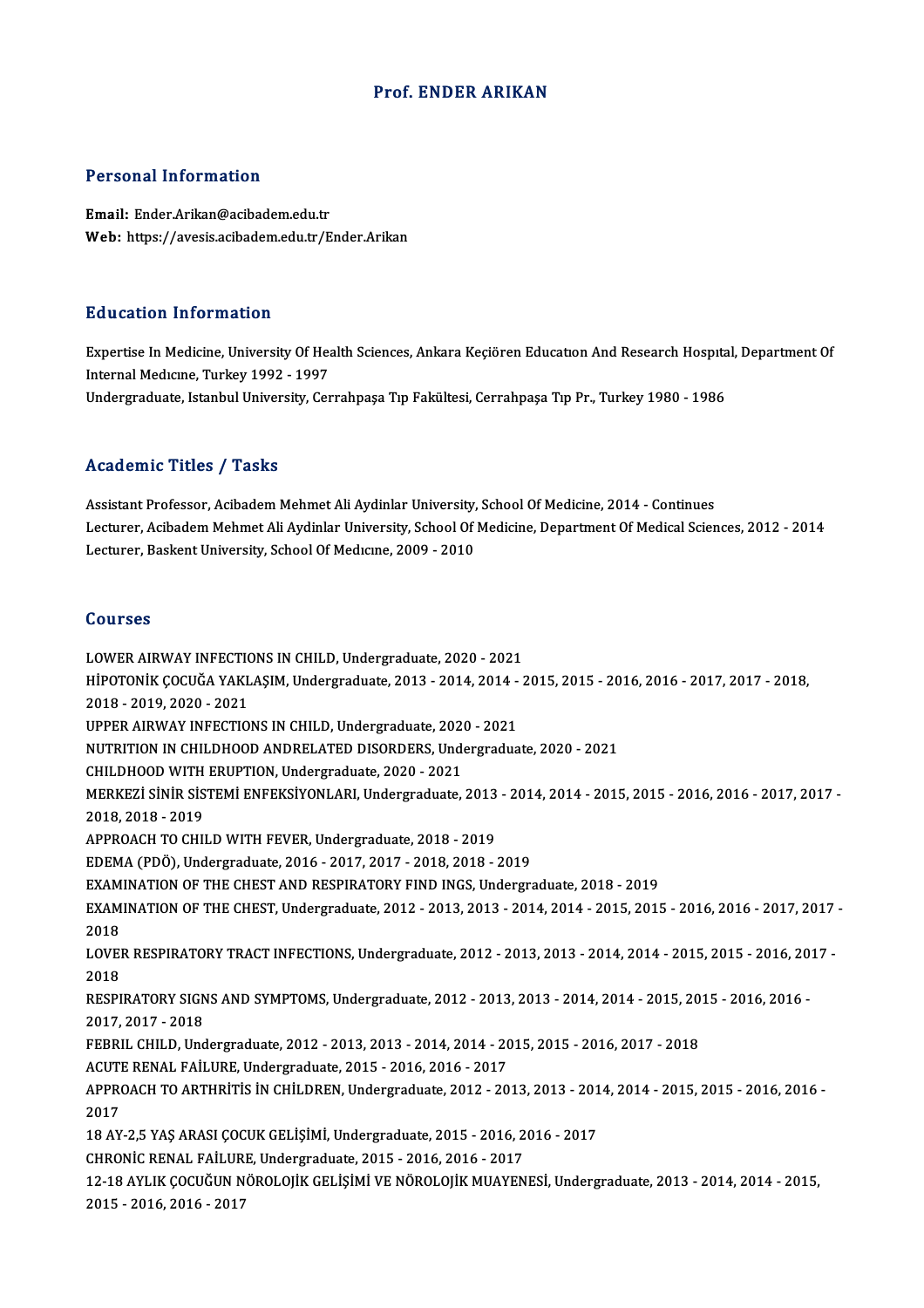# Prof. ENDER ARIKAN

## Personal Information

**Email:** Ender.Arikan@acibadem.edu.tr
**Web:** https://avesis.acibadem.edu.tr/Ender.Arikan

## Education Information

Expertise In Medicine, University Of Health Sciences, Ankara Keçiören Educatıon And Research Hospıtal, Department Of Internal Medıcıne, Turkey 1992 - 1997
Undergraduate, Istanbul University, Cerrahpaşa Tıp Fakültesi, Cerrahpaşa Tıp Pr., Turkey 1980 - 1986

## Academic Titles / Tasks

Assistant Professor, Acibadem Mehmet Ali Aydinlar University, School Of Medicine, 2014 - Continues
Lecturer, Acibadem Mehmet Ali Aydinlar University, School Of Medicine, Department Of Medical Sciences, 2012 - 2014
Lecturer, Baskent University, School Of Medıcıne, 2009 - 2010

## Courses

LOWER AIRWAY INFECTIONS IN CHILD, Undergraduate, 2020 - 2021
HİPOTONİK ÇOCUĞA YAKLAŞIM, Undergraduate, 2013 - 2014, 2014 - 2015, 2015 - 2016, 2016 - 2017, 2017 - 2018, 2018 - 2019, 2020 - 2021
UPPER AIRWAY INFECTIONS IN CHILD, Undergraduate, 2020 - 2021
NUTRITION IN CHILDHOOD ANDRELATED DISORDERS, Undergraduate, 2020 - 2021
CHILDHOOD WITH ERUPTION, Undergraduate, 2020 - 2021
MERKEZİ SİNİR SİSTEMİ ENFEKSİYONLARI, Undergraduate, 2013 - 2014, 2014 - 2015, 2015 - 2016, 2016 - 2017, 2017 - 2018, 2018 - 2019
APPROACH TO CHILD WITH FEVER, Undergraduate, 2018 - 2019
EDEMA (PDÖ), Undergraduate, 2016 - 2017, 2017 - 2018, 2018 - 2019
EXAMINATION OF THE CHEST AND RESPIRATORY FIND INGS, Undergraduate, 2018 - 2019
EXAMINATION OF THE CHEST, Undergraduate, 2012 - 2013, 2013 - 2014, 2014 - 2015, 2015 - 2016, 2016 - 2017, 2017 - 2018
LOVER RESPIRATORY TRACT INFECTIONS, Undergraduate, 2012 - 2013, 2013 - 2014, 2014 - 2015, 2015 - 2016, 2017 - 2018
RESPIRATORY SIGNS AND SYMPTOMS, Undergraduate, 2012 - 2013, 2013 - 2014, 2014 - 2015, 2015 - 2016, 2016 - 2017, 2017 - 2018
FEBRIL CHILD, Undergraduate, 2012 - 2013, 2013 - 2014, 2014 - 2015, 2015 - 2016, 2017 - 2018
ACUTE RENAL FAİLURE, Undergraduate, 2015 - 2016, 2016 - 2017
APPROACH TO ARTHRİTİS İN CHİLDREN, Undergraduate, 2012 - 2013, 2013 - 2014, 2014 - 2015, 2015 - 2016, 2016 - 2017
18 AY-2,5 YAŞ ARASI ÇOCUK GELİŞİMİ, Undergraduate, 2015 - 2016, 2016 - 2017
CHRONİC RENAL FAİLURE, Undergraduate, 2015 - 2016, 2016 - 2017
12-18 AYLIK ÇOCUĞUN NÖROLOJİK GELİŞİMİ VE NÖROLOJİK MUAYENESİ, Undergraduate, 2013 - 2014, 2014 - 2015, 2015 - 2016, 2016 - 2017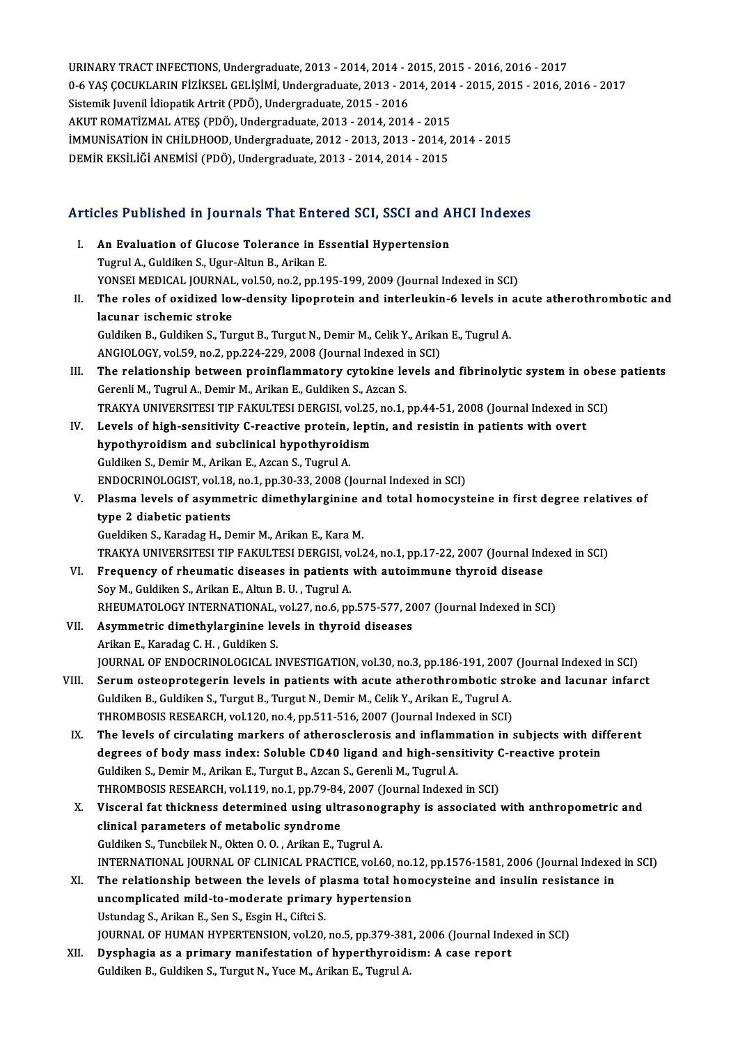URINARY TRACT INFECTIONS, Undergraduate, 2013 - 2014, 2014 - 2015, 2015 - 2016, 2016 - 2017
0-6 YAŞ ÇOCUKLARIN FİZİKSEL GELİŞİMİ, Undergraduate, 2013 - 2014, 2014 - 2015, 2015 - 2016, 2016 - 2017
Sistemik Juvenil İdiopatik Artrit (PDÖ), Undergraduate, 2015 - 2016
AKUT ROMATİZMAL ATEŞ (PDÖ), Undergraduate, 2013 - 2014, 2014 - 2015
İMMUNİSATİON İN CHİLDHOOD, Undergraduate, 2012 - 2013, 2013 - 2014, 2014 - 2015
DEMİR EKSİLİĞİ ANEMİSİ (PDÖ), Undergraduate, 2013 - 2014, 2014 - 2015

## Articles Published in Journals That Entered SCI, SSCI and AHCI Indexes

I. **An Evaluation of Glucose Tolerance in Essential Hypertension**
Tugrul A., Guldiken S., Ugur-Altun B., Arikan E.
YONSEI MEDICAL JOURNAL, vol.50, no.2, pp.195-199, 2009 (Journal Indexed in SCI)

II. **The roles of oxidized low-density lipoprotein and interleukin-6 levels in acute atherothrombotic and lacunar ischemic stroke**
Guldiken B., Guldiken S., Turgut B., Turgut N., Demir M., Celik Y., Arikan E., Tugrul A.
ANGIOLOGY, vol.59, no.2, pp.224-229, 2008 (Journal Indexed in SCI)

III. **The relationship between proinflammatory cytokine levels and fibrinolytic system in obese patients**
Gerenli M., Tugrul A., Demir M., Arikan E., Guldiken S., Azcan S.
TRAKYA UNIVERSITESI TIP FAKULTESI DERGISI, vol.25, no.1, pp.44-51, 2008 (Journal Indexed in SCI)

IV. **Levels of high-sensitivity C-reactive protein, leptin, and resistin in patients with overt hypothyroidism and subclinical hypothyroidism**
Guldiken S., Demir M., Arikan E., Azcan S., Tugrul A.
ENDOCRINOLOGIST, vol.18, no.1, pp.30-33, 2008 (Journal Indexed in SCI)

V. **Plasma levels of asymmetric dimethylarginine and total homocysteine in first degree relatives of type 2 diabetic patients**
Gueldiken S., Karadag H., Demir M., Arikan E., Kara M.
TRAKYA UNIVERSITESI TIP FAKULTESI DERGISI, vol.24, no.1, pp.17-22, 2007 (Journal Indexed in SCI)

VI. **Frequency of rheumatic diseases in patients with autoimmune thyroid disease**
Soy M., Guldiken S., Arikan E., Altun B. U. , Tugrul A.
RHEUMATOLOGY INTERNATIONAL, vol.27, no.6, pp.575-577, 2007 (Journal Indexed in SCI)

VII. **Asymmetric dimethylarginine levels in thyroid diseases**
Arikan E., Karadag C. H. , Guldiken S.
JOURNAL OF ENDOCRINOLOGICAL INVESTIGATION, vol.30, no.3, pp.186-191, 2007 (Journal Indexed in SCI)

VIII. **Serum osteoprotegerin levels in patients with acute atherothrombotic stroke and lacunar infarct**
Guldiken B., Guldiken S., Turgut B., Turgut N., Demir M., Celik Y., Arikan E., Tugrul A.
THROMBOSIS RESEARCH, vol.120, no.4, pp.511-516, 2007 (Journal Indexed in SCI)

IX. **The levels of circulating markers of atherosclerosis and inflammation in subjects with different degrees of body mass index: Soluble CD40 ligand and high-sensitivity C-reactive protein**
Guldiken S., Demir M., Arikan E., Turgut B., Azcan S., Gerenli M., Tugrul A.
THROMBOSIS RESEARCH, vol.119, no.1, pp.79-84, 2007 (Journal Indexed in SCI)

X. **Visceral fat thickness determined using ultrasonography is associated with anthropometric and clinical parameters of metabolic syndrome**
Guldiken S., Tuncbilek N., Okten O. O. , Arikan E., Tugrul A.
INTERNATIONAL JOURNAL OF CLINICAL PRACTICE, vol.60, no.12, pp.1576-1581, 2006 (Journal Indexed in SCI)

XI. **The relationship between the levels of plasma total homocysteine and insulin resistance in uncomplicated mild-to-moderate primary hypertension**
Ustundag S., Arikan E., Sen S., Esgin H., Ciftci S.
JOURNAL OF HUMAN HYPERTENSION, vol.20, no.5, pp.379-381, 2006 (Journal Indexed in SCI)

XII. **Dysphagia as a primary manifestation of hyperthyroidism: A case report**
Guldiken B., Guldiken S., Turgut N., Yuce M., Arikan E., Tugrul A.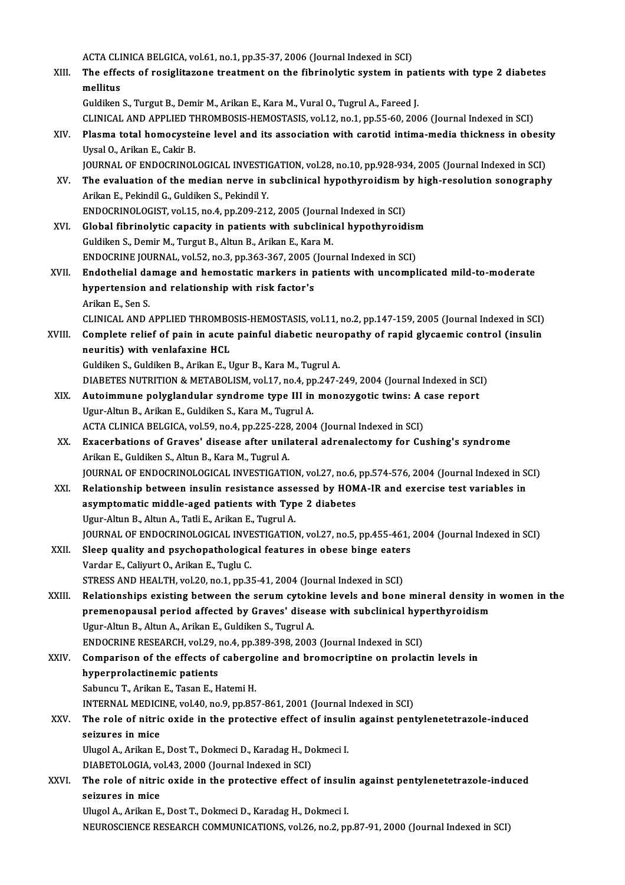ACTA CLINICA BELGICA, vol.61, no.1, pp.35-37, 2006 (Journal Indexed in SCI)

XIII. **The effects of rosiglitazone treatment on the fibrinolytic system in patients with type 2 diabetes mellitus**
Guldiken S., Turgut B., Demir M., Arikan E., Kara M., Vural O., Tugrul A., Fareed J.
CLINICAL AND APPLIED THROMBOSIS-HEMOSTASIS, vol.12, no.1, pp.55-60, 2006 (Journal Indexed in SCI)

XIV. **Plasma total homocysteine level and its association with carotid intima-media thickness in obesity**
Uysal O., Arikan E., Cakir B.
JOURNAL OF ENDOCRINOLOGICAL INVESTIGATION, vol.28, no.10, pp.928-934, 2005 (Journal Indexed in SCI)

XV. **The evaluation of the median nerve in subclinical hypothyroidism by high-resolution sonography**
Arikan E., Pekindil G., Guldiken S., Pekindil Y.
ENDOCRINOLOGIST, vol.15, no.4, pp.209-212, 2005 (Journal Indexed in SCI)

XVI. **Global fibrinolytic capacity in patients with subclinical hypothyroidism**
Guldiken S., Demir M., Turgut B., Altun B., Arikan E., Kara M.
ENDOCRINE JOURNAL, vol.52, no.3, pp.363-367, 2005 (Journal Indexed in SCI)

XVII. **Endothelial damage and hemostatic markers in patients with uncomplicated mild-to-moderate hypertension and relationship with risk factor's**
Arikan E., Sen S.
CLINICAL AND APPLIED THROMBOSIS-HEMOSTASIS, vol.11, no.2, pp.147-159, 2005 (Journal Indexed in SCI)

XVIII. **Complete relief of pain in acute painful diabetic neuropathy of rapid glycaemic control (insulin neuritis) with venlafaxine HCL**
Guldiken S., Guldiken B., Arikan E., Ugur B., Kara M., Tugrul A.
DIABETES NUTRITION & METABOLISM, vol.17, no.4, pp.247-249, 2004 (Journal Indexed in SCI)

XIX. **Autoimmune polyglandular syndrome type III in monozygotic twins: A case report**
Ugur-Altun B., Arikan E., Guldiken S., Kara M., Tugrul A.
ACTA CLINICA BELGICA, vol.59, no.4, pp.225-228, 2004 (Journal Indexed in SCI)

XX. **Exacerbations of Graves' disease after unilateral adrenalectomy for Cushing's syndrome**
Arikan E., Guldiken S., Altun B., Kara M., Tugrul A.
JOURNAL OF ENDOCRINOLOGICAL INVESTIGATION, vol.27, no.6, pp.574-576, 2004 (Journal Indexed in SCI)

XXI. **Relationship between insulin resistance assessed by HOMA-IR and exercise test variables in asymptomatic middle-aged patients with Type 2 diabetes**
Ugur-Altun B., Altun A., Tatli E., Arikan E., Tugrul A.
JOURNAL OF ENDOCRINOLOGICAL INVESTIGATION, vol.27, no.5, pp.455-461, 2004 (Journal Indexed in SCI)

XXII. **Sleep quality and psychopathological features in obese binge eaters**
Vardar E., Caliyurt O., Arikan E., Tuglu C.
STRESS AND HEALTH, vol.20, no.1, pp.35-41, 2004 (Journal Indexed in SCI)

XXIII. **Relationships existing between the serum cytokine levels and bone mineral density in women in the premenopausal period affected by Graves' disease with subclinical hyperthyroidism**
Ugur-Altun B., Altun A., Arikan E., Guldiken S., Tugrul A.
ENDOCRINE RESEARCH, vol.29, no.4, pp.389-398, 2003 (Journal Indexed in SCI)

XXIV. **Comparison of the effects of cabergoline and bromocriptine on prolactin levels in hyperprolactinemic patients**
Sabuncu T., Arikan E., Tasan E., Hatemi H.
INTERNAL MEDICINE, vol.40, no.9, pp.857-861, 2001 (Journal Indexed in SCI)

XXV. **The role of nitric oxide in the protective effect of insulin against pentylenetetrazole-induced seizures in mice**
Ulugol A., Arikan E., Dost T., Dokmeci D., Karadag H., Dokmeci I.
DIABETOLOGIA, vol.43, 2000 (Journal Indexed in SCI)

XXVI. **The role of nitric oxide in the protective effect of insulin against pentylenetetrazole-induced seizures in mice**
Ulugol A., Arikan E., Dost T., Dokmeci D., Karadag H., Dokmeci I.
NEUROSCIENCE RESEARCH COMMUNICATIONS, vol.26, no.2, pp.87-91, 2000 (Journal Indexed in SCI)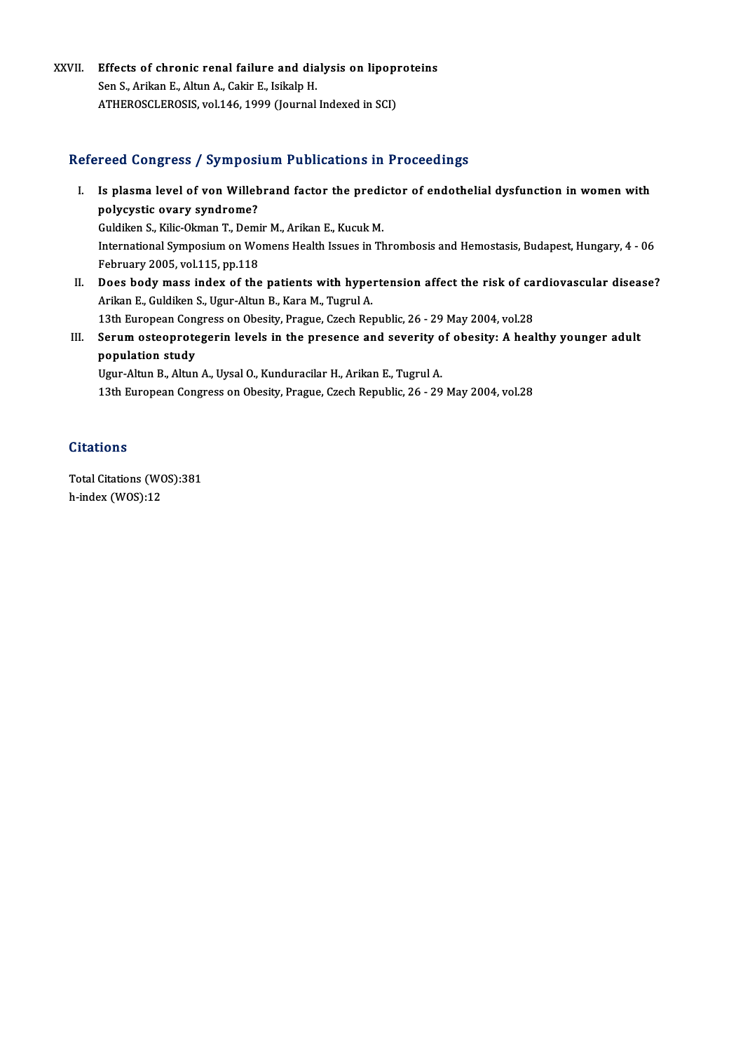XXVII. **Effects of chronic renal failure and dialysis on lipoproteins**
Sen S., Arikan E., Altun A., Cakir E., Isikalp H.
ATHEROSCLEROSIS, vol.146, 1999 (Journal Indexed in SCI)

## Refereed Congress / Symposium Publications in Proceedings

I. **Is plasma level of von Willebrand factor the predictor of endothelial dysfunction in women with polycystic ovary syndrome?**
Guldiken S., Kilic-Okman T., Demir M., Arikan E., Kucuk M.
International Symposium on Womens Health Issues in Thrombosis and Hemostasis, Budapest, Hungary, 4 - 06 February 2005, vol.115, pp.118

II. **Does body mass index of the patients with hypertension affect the risk of cardiovascular disease?**
Arikan E., Guldiken S., Ugur-Altun B., Kara M., Tugrul A.
13th European Congress on Obesity, Prague, Czech Republic, 26 - 29 May 2004, vol.28

III. **Serum osteoprotegerin levels in the presence and severity of obesity: A healthy younger adult population study**
Ugur-Altun B., Altun A., Uysal O., Kunduracilar H., Arikan E., Tugrul A.
13th European Congress on Obesity, Prague, Czech Republic, 26 - 29 May 2004, vol.28

## Citations

Total Citations (WOS):381
h-index (WOS):12